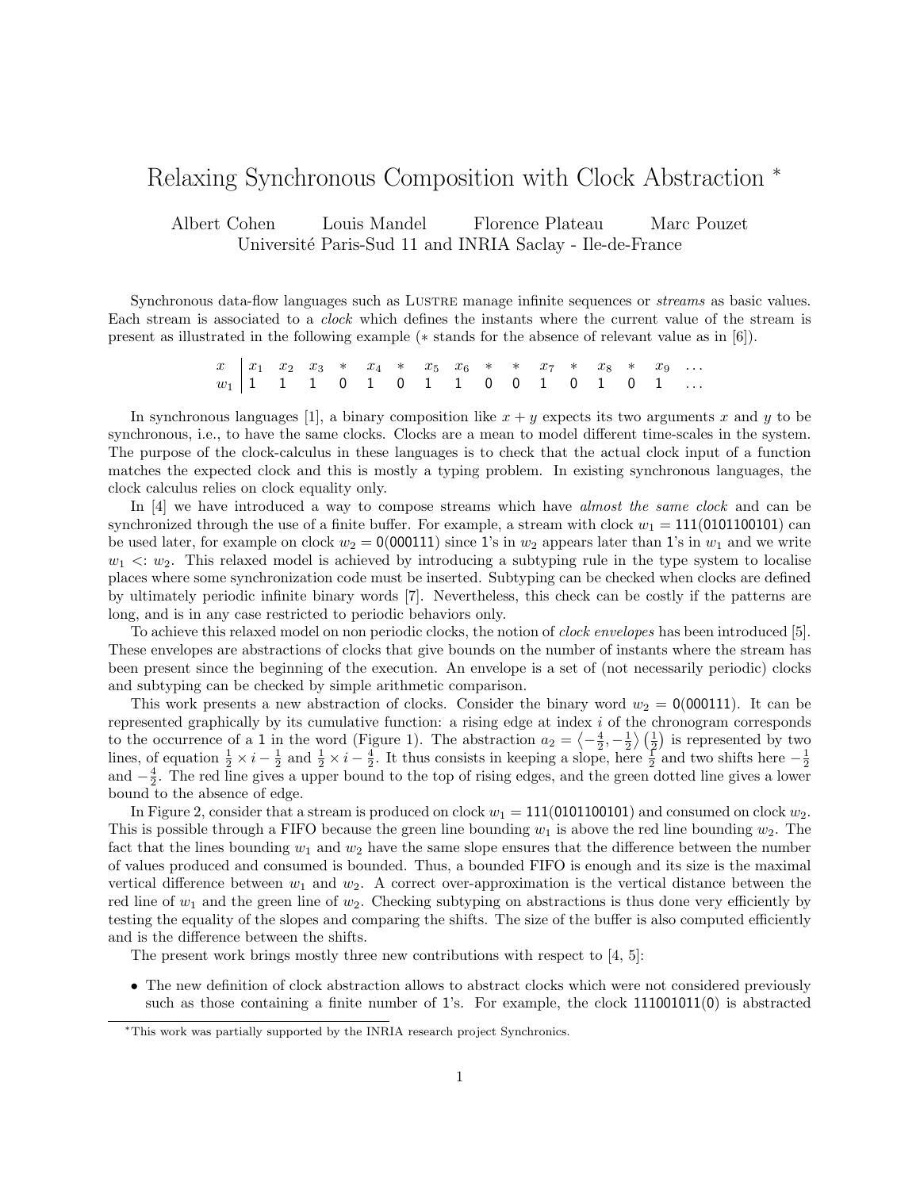# Relaxing Synchronous Composition with Clock Abstraction *

Albert Cohen Louis Mandel Florence Plateau Marc Pouzet
Université Paris-Sud 11 and INRIA Saclay - Ile-de-France

Synchronous data-flow languages such as Lustre manage infinite sequences or *streams* as basic values. Each stream is associated to a *clock* which defines the instants where the current value of the stream is present as illustrated in the following example ($*$ stands for the absence of relevant value as in [6]).

| $x$ | $x_1$ | $x_2$ | $x_3$ | $*$ | $x_4$ | $*$ | $x_5$ | $x_6$ | $*$ | $*$ | $x_7$ | $*$ | $x_8$ | $*$ | $x_9$ | $\dots$ |
|---|---|---|---|---|---|---|---|---|---|---|---|---|---|---|---|---|
| $w_1$ | 1 | 1 | 1 | 0 | 1 | 0 | 1 | 1 | 0 | 0 | 1 | 0 | 1 | 0 | 1 | $\dots$ |

In synchronous languages [1], a binary composition like $x + y$ expects its two arguments $x$ and $y$ to be synchronous, i.e., to have the same clocks. Clocks are a mean to model different time-scales in the system. The purpose of the clock-calculus in these languages is to check that the actual clock input of a function matches the expected clock and this is mostly a typing problem. In existing synchronous languages, the clock calculus relies on clock equality only.

In [4] we have introduced a way to compose streams which have *almost the same clock* and can be synchronized through the use of a finite buffer. For example, a stream with clock $w_1 = 111(0101100101)$ can be used later, for example on clock $w_2 = 0(000111)$ since 1's in $w_2$ appears later than 1's in $w_1$ and we write $w_1 <: w_2$. This relaxed model is achieved by introducing a subtyping rule in the type system to localise places where some synchronization code must be inserted. Subtyping can be checked when clocks are defined by ultimately periodic infinite binary words [7]. Nevertheless, this check can be costly if the patterns are long, and is in any case restricted to periodic behaviors only.

To achieve this relaxed model on non periodic clocks, the notion of *clock envelopes* has been introduced [5]. These envelopes are abstractions of clocks that give bounds on the number of instants where the stream has been present since the beginning of the execution. An envelope is a set of (not necessarily periodic) clocks and subtyping can be checked by simple arithmetic comparison.

This work presents a new abstraction of clocks. Consider the binary word $w_2 = 0(000111)$. It can be represented graphically by its cumulative function: a rising edge at index $i$ of the chronogram corresponds to the occurrence of a 1 in the word (Figure 1). The abstraction $a_2 = \left\langle -\frac{4}{2}, -\frac{1}{2} \right\rangle \left(\frac{1}{2}\right)$ is represented by two lines, of equation $\frac{1}{2} \times i - \frac{1}{2}$ and $\frac{1}{2} \times i - \frac{4}{2}$. It thus consists in keeping a slope, here $\frac{1}{2}$ and two shifts here $-\frac{1}{2}$ and $-\frac{4}{2}$. The red line gives a upper bound to the top of rising edges, and the green dotted line gives a lower bound to the absence of edge.

In Figure 2, consider that a stream is produced on clock $w_1 = 111(0101100101)$ and consumed on clock $w_2$. This is possible through a FIFO because the green line bounding $w_1$ is above the red line bounding $w_2$. The fact that the lines bounding $w_1$ and $w_2$ have the same slope ensures that the difference between the number of values produced and consumed is bounded. Thus, a bounded FIFO is enough and its size is the maximal vertical difference between $w_1$ and $w_2$. A correct over-approximation is the vertical distance between the red line of $w_1$ and the green line of $w_2$. Checking subtyping on abstractions is thus done very efficiently by testing the equality of the slopes and comparing the shifts. The size of the buffer is also computed efficiently and is the difference between the shifts.

The present work brings mostly three new contributions with respect to [4, 5]:

- The new definition of clock abstraction allows to abstract clocks which were not considered previously such as those containing a finite number of 1's. For example, the clock $111001011(0)$ is abstracted

*This work was partially supported by the INRIA research project Synchronics.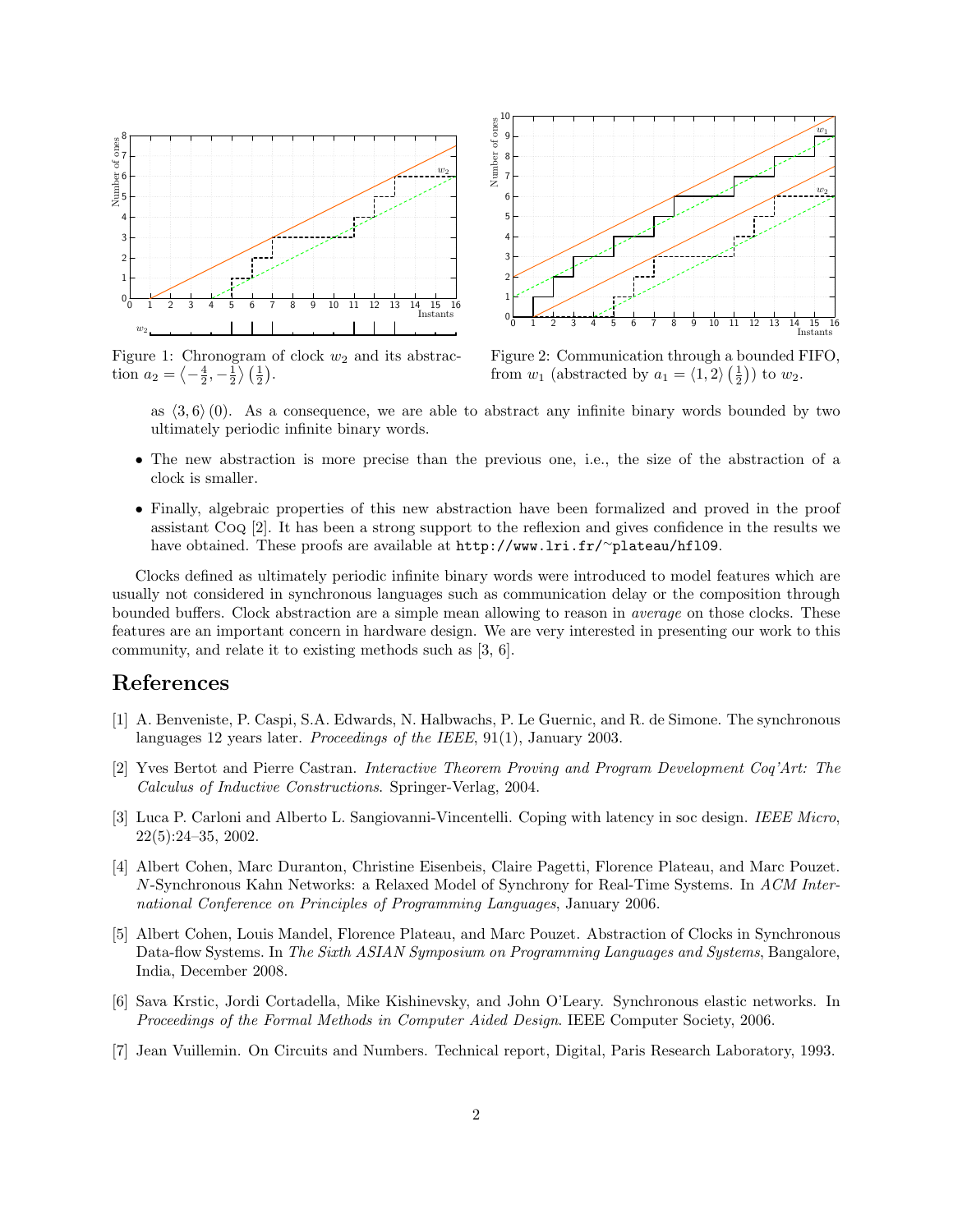Figure 1: Chronogram of clock $w_2$ and its abstraction $a_2 = \left\langle -\frac{4}{2}, -\frac{1}{2} \right\rangle \left(\frac{1}{2}\right)$.

Figure 2: Communication through a bounded FIFO, from $w_1$ (abstracted by $a_1 = \langle 1, 2 \rangle \left(\frac{1}{2}\right)$) to $w_2$.

as $\langle 3, 6 \rangle (0)$. As a consequence, we are able to abstract any infinite binary words bounded by two ultimately periodic infinite binary words.

- The new abstraction is more precise than the previous one, i.e., the size of the abstraction of a clock is smaller.
- Finally, algebraic properties of this new abstraction have been formalized and proved in the proof assistant Coq [2]. It has been a strong support to the reflexion and gives confidence in the results we have obtained. These proofs are available at http://www.lri.fr/~plateau/hfl09.

Clocks defined as ultimately periodic infinite binary words were introduced to model features which are usually not considered in synchronous languages such as communication delay or the composition through bounded buffers. Clock abstraction are a simple mean allowing to reason in *average* on those clocks. These features are an important concern in hardware design. We are very interested in presenting our work to this community, and relate it to existing methods such as [3, 6].

# References

[1] A. Benveniste, P. Caspi, S.A. Edwards, N. Halbwachs, P. Le Guernic, and R. de Simone. The synchronous languages 12 years later. *Proceedings of the IEEE*, 91(1), January 2003.

[2] Yves Bertot and Pierre Castran. *Interactive Theorem Proving and Program Development Coq'Art: The Calculus of Inductive Constructions*. Springer-Verlag, 2004.

[3] Luca P. Carloni and Alberto L. Sangiovanni-Vincentelli. Coping with latency in soc design. *IEEE Micro*, 22(5):24–35, 2002.

[4] Albert Cohen, Marc Duranton, Christine Eisenbeis, Claire Pagetti, Florence Plateau, and Marc Pouzet. *N*-Synchronous Kahn Networks: a Relaxed Model of Synchrony for Real-Time Systems. In *ACM International Conference on Principles of Programming Languages*, January 2006.

[5] Albert Cohen, Louis Mandel, Florence Plateau, and Marc Pouzet. Abstraction of Clocks in Synchronous Data-flow Systems. In *The Sixth ASIAN Symposium on Programming Languages and Systems*, Bangalore, India, December 2008.

[6] Sava Krstic, Jordi Cortadella, Mike Kishinevsky, and John O'Leary. Synchronous elastic networks. In *Proceedings of the Formal Methods in Computer Aided Design*. IEEE Computer Society, 2006.

[7] Jean Vuillemin. On Circuits and Numbers. Technical report, Digital, Paris Research Laboratory, 1993.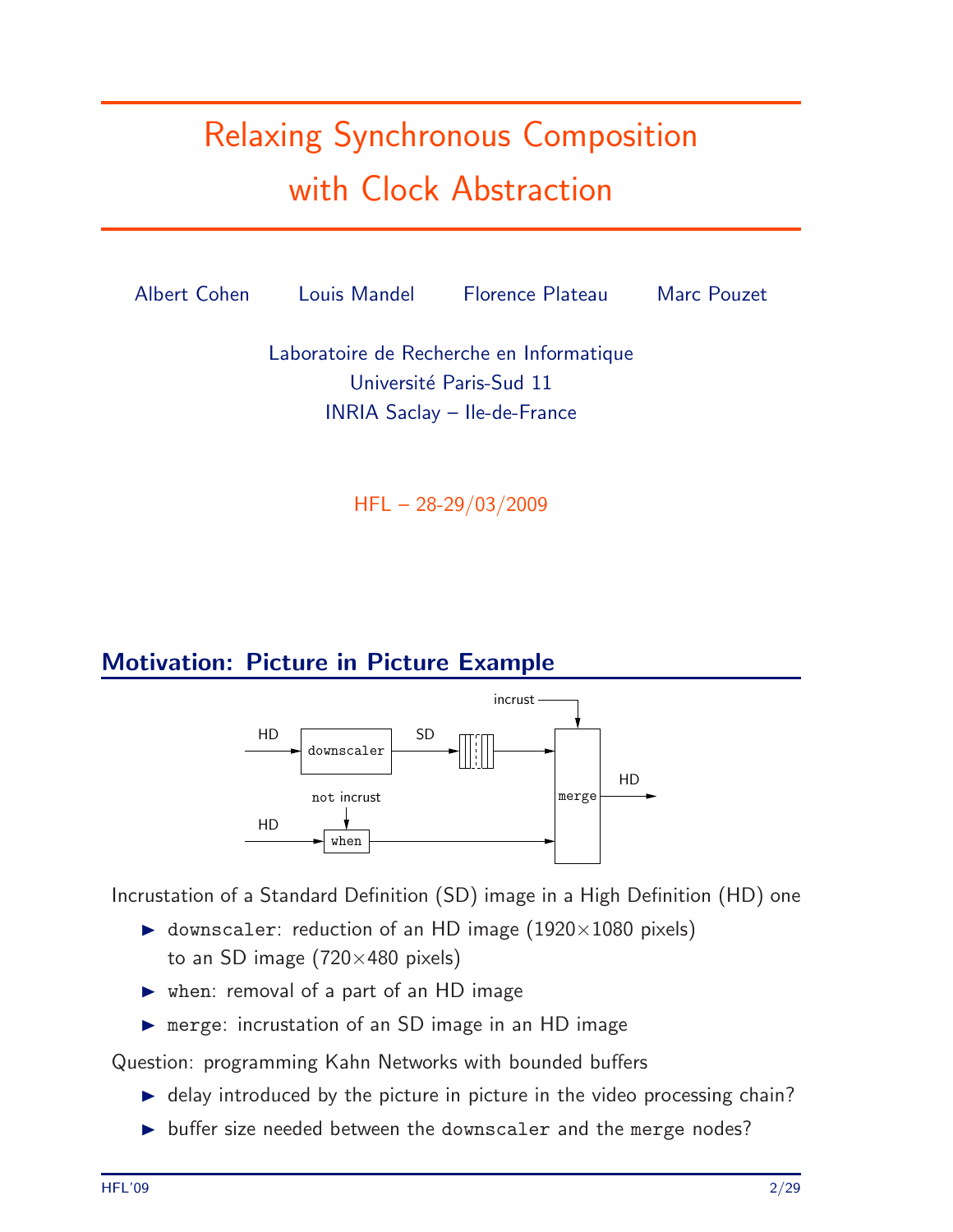# Relaxing Synchronous Composition with Clock Abstraction

Albert Cohen     Louis Mandel     Florence Plateau     Marc Pouzet

Laboratoire de Recherche en Informatique
Université Paris-Sud 11
INRIA Saclay – Ile-de-France

HFL – 28-29/03/2009

## Motivation: Picture in Picture Example

Incrustation of a Standard Definition (SD) image in a High Definition (HD) one

- `downscaler`: reduction of an HD image (1920×1080 pixels) to an SD image (720×480 pixels)
- `when`: removal of a part of an HD image
- `merge`: incrustation of an SD image in an HD image

Question: programming Kahn Networks with bounded buffers

- delay introduced by the picture in picture in the video processing chain?
- buffer size needed between the `downscaler` and the `merge` nodes?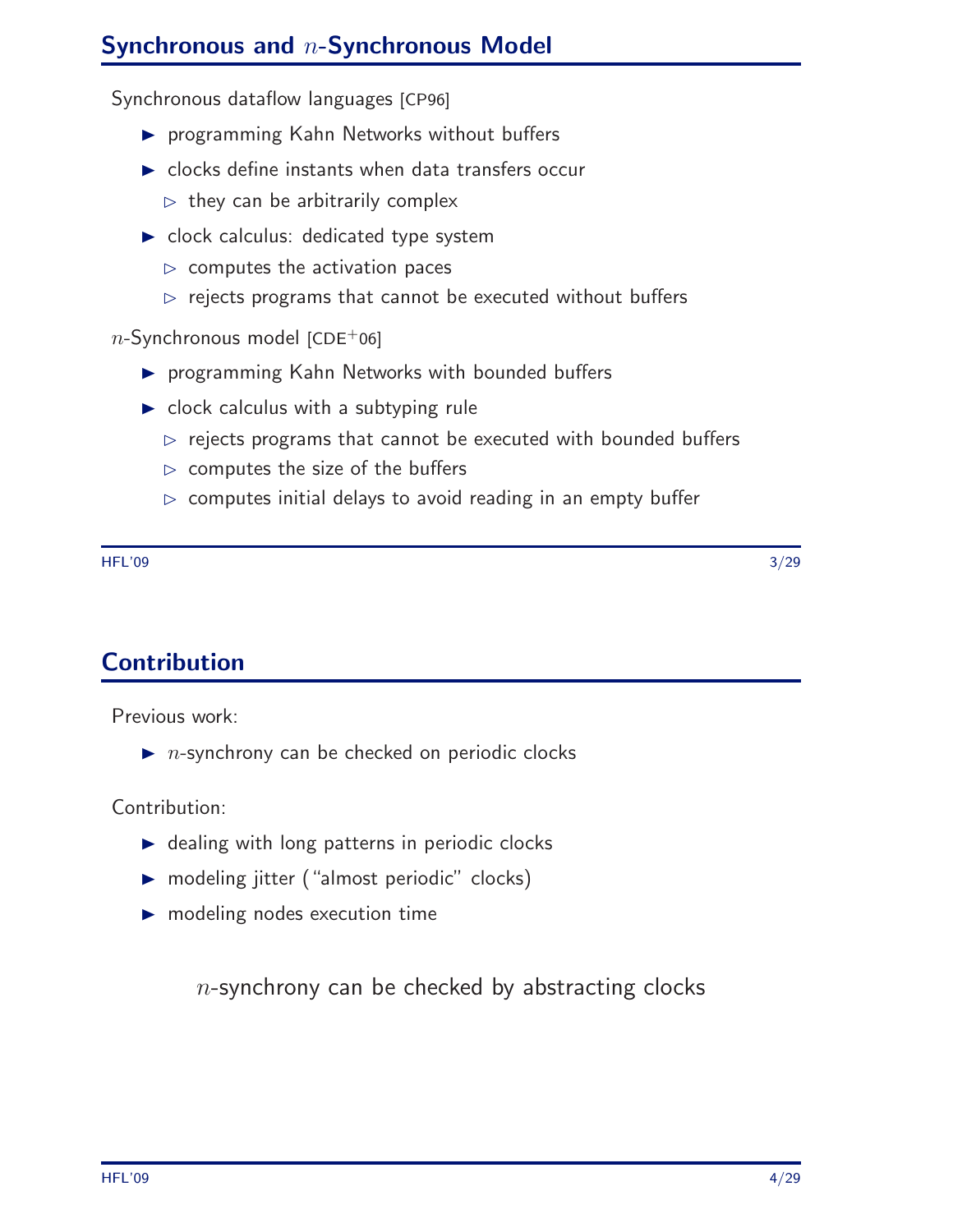## Synchronous and $n$-Synchronous Model

Synchronous dataflow languages [CP96]

- programming Kahn Networks without buffers
- clocks define instants when data transfers occur
  - they can be arbitrarily complex
- clock calculus: dedicated type system
  - computes the activation paces
  - rejects programs that cannot be executed without buffers

$n$-Synchronous model [CDE+06]

- programming Kahn Networks with bounded buffers
- clock calculus with a subtyping rule
  - rejects programs that cannot be executed with bounded buffers
  - computes the size of the buffers
  - computes initial delays to avoid reading in an empty buffer

## Contribution

Previous work:

- $n$-synchrony can be checked on periodic clocks

Contribution:

- dealing with long patterns in periodic clocks
- modeling jitter ("almost periodic" clocks)
- modeling nodes execution time

$n$-synchrony can be checked by abstracting clocks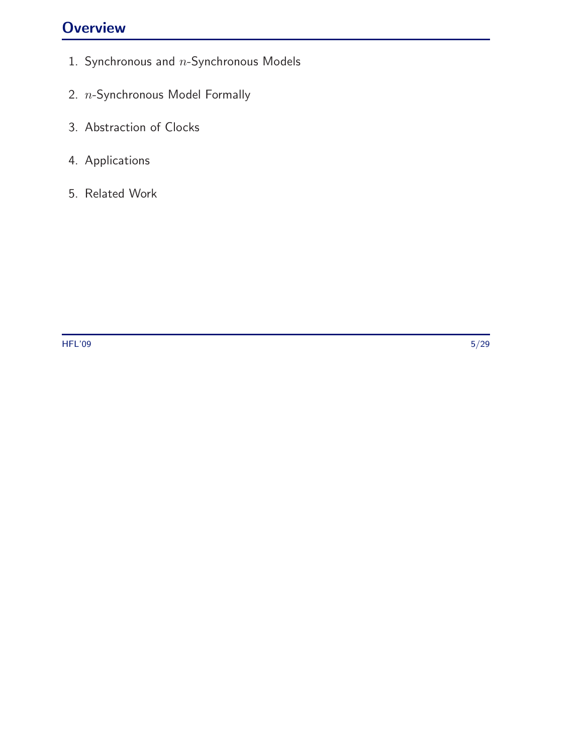## Overview

1. Synchronous and $n$-Synchronous Models
2. $n$-Synchronous Model Formally
3. Abstraction of Clocks
4. Applications
5. Related Work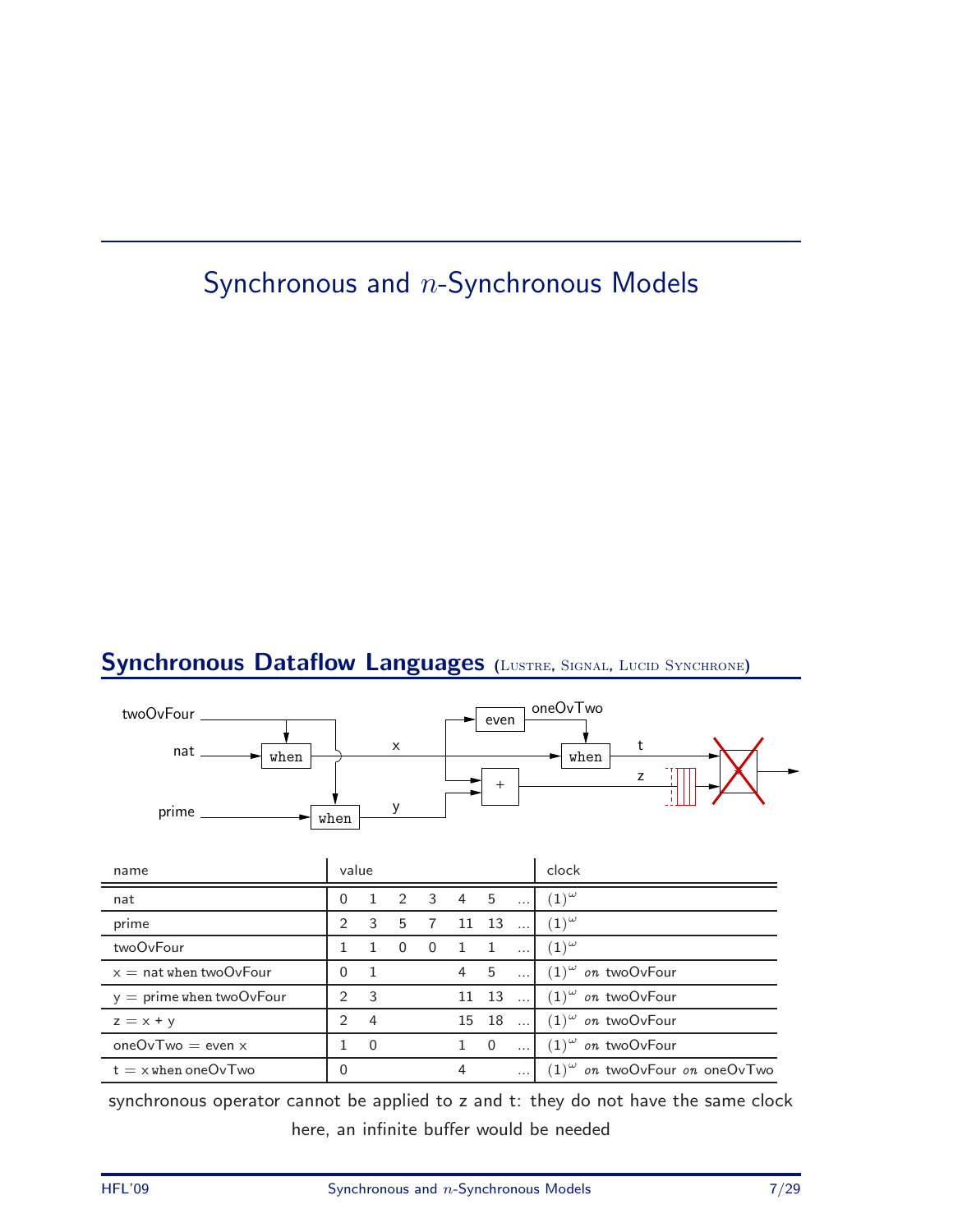# Synchronous and $n$-Synchronous Models

## Synchronous Dataflow Languages (Lustre, Signal, Lucid Synchrone)

| name | value | | | | | | | clock |
|---|---|---|---|---|---|---|---|---|
| nat | 0 | 1 | 2 | 3 | 4 | 5 | ... | $(1)^\omega$ |
| prime | 2 | 3 | 5 | 7 | 11 | 13 | ... | $(1)^\omega$ |
| twoOvFour | 1 | 1 | 0 | 0 | 1 | 1 | ... | $(1)^\omega$ |
| x = nat `when` twoOvFour | 0 | 1 | | | 4 | 5 | ... | $(1)^\omega$ *on* twoOvFour |
| y = prime `when` twoOvFour | 2 | 3 | | | 11 | 13 | ... | $(1)^\omega$ *on* twoOvFour |
| z = x + y | 2 | 4 | | | 15 | 18 | ... | $(1)^\omega$ *on* twoOvFour |
| oneOvTwo = even x | 1 | 0 | | | 1 | 0 | ... | $(1)^\omega$ *on* twoOvFour |
| t = x `when` oneOvTwo | 0 | | | | 4 | | ... | $(1)^\omega$ *on* twoOvFour *on* oneOvTwo |

synchronous operator cannot be applied to z and t: they do not have the same clock

here, an infinite buffer would be needed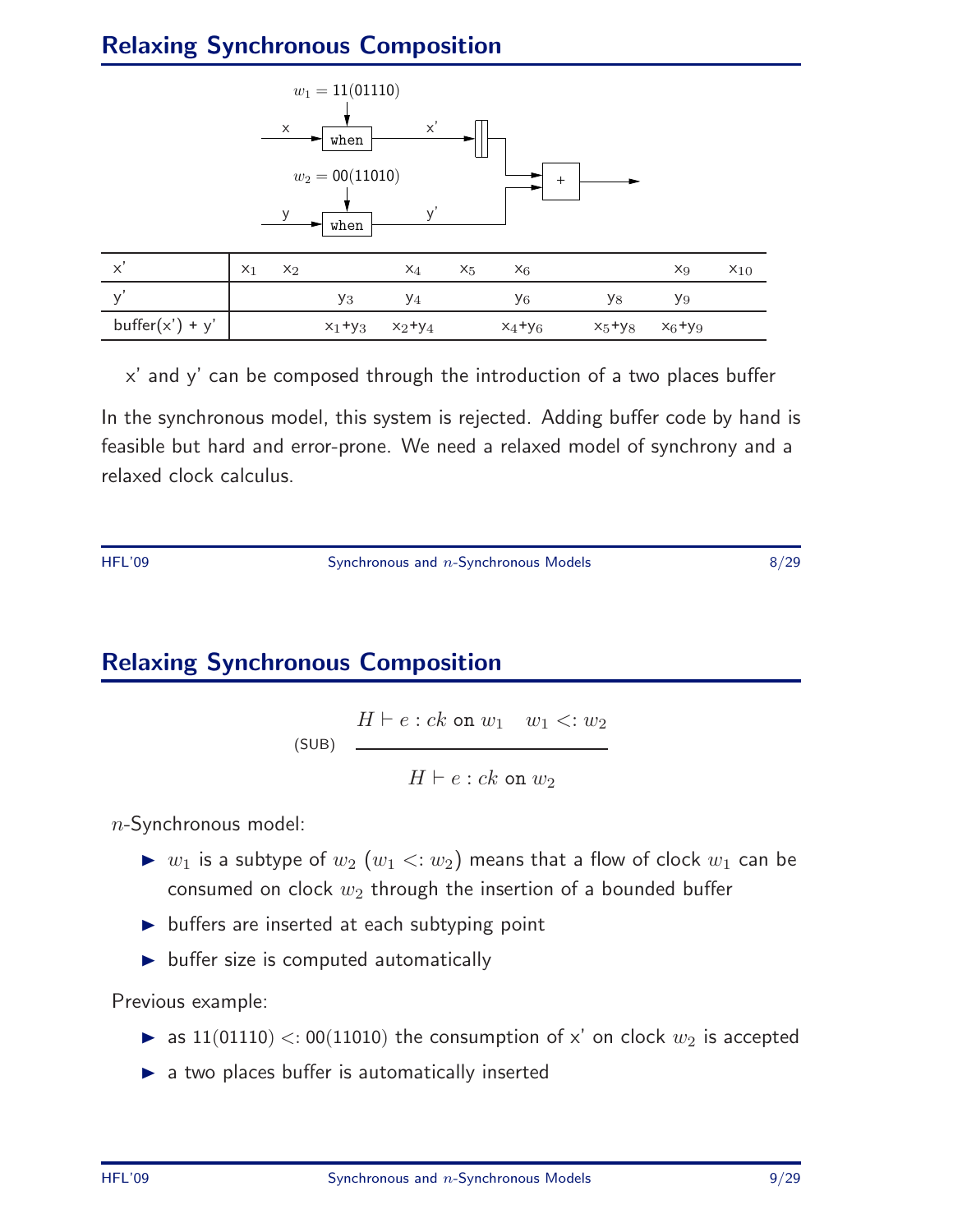## Relaxing Synchronous Composition

$w_1 = 11(01110)$

$w_2 = 00(11010)$

| x' | $x_1$ | $x_2$ | | $x_4$ | $x_5$ | $x_6$ | | $x_9$ | $x_{10}$ |
|---|---|---|---|---|---|---|---|---|---|
| y' | | | $y_3$ | $y_4$ | | $y_6$ | $y_8$ | $y_9$ | |
| buffer(x') + y' | | | $x_1$+$y_3$ | $x_2$+$y_4$ | | $x_4$+$y_6$ | $x_5$+$y_8$ | $x_6$+$y_9$ | |

x' and y' can be composed through the introduction of a two places buffer

In the synchronous model, this system is rejected. Adding buffer code by hand is feasible but hard and error-prone. We need a relaxed model of synchrony and a relaxed clock calculus.

## Relaxing Synchronous Composition

$$\text{(SUB)} \quad \frac{H \vdash e : ck \text{ on } w_1 \quad w_1 <: w_2}{H \vdash e : ck \text{ on } w_2}$$

$n$-Synchronous model:

- $w_1$ is a subtype of $w_2$ ($w_1 <: w_2$) means that a flow of clock $w_1$ can be consumed on clock $w_2$ through the insertion of a bounded buffer
- buffers are inserted at each subtyping point
- buffer size is computed automatically

Previous example:

- as $11(01110) <: 00(11010)$ the consumption of x' on clock $w_2$ is accepted
- a two places buffer is automatically inserted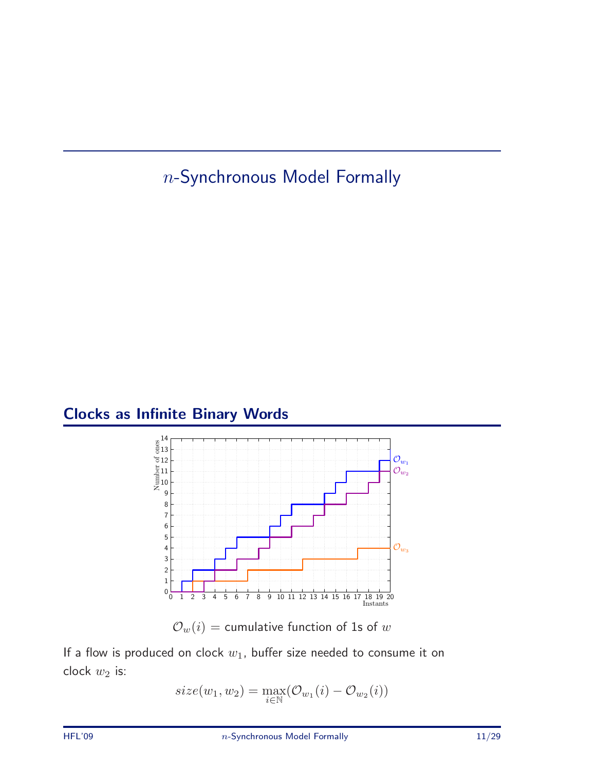# $n$-Synchronous Model Formally

## Clocks as Infinite Binary Words

$\mathcal{O}_w(i)$ = cumulative function of 1s of $w$

If a flow is produced on clock $w_1$, buffer size needed to consume it on clock $w_2$ is:

$$size(w_1, w_2) = \max_{i \in \mathbb{N}} (\mathcal{O}_{w_1}(i) - \mathcal{O}_{w_2}(i))$$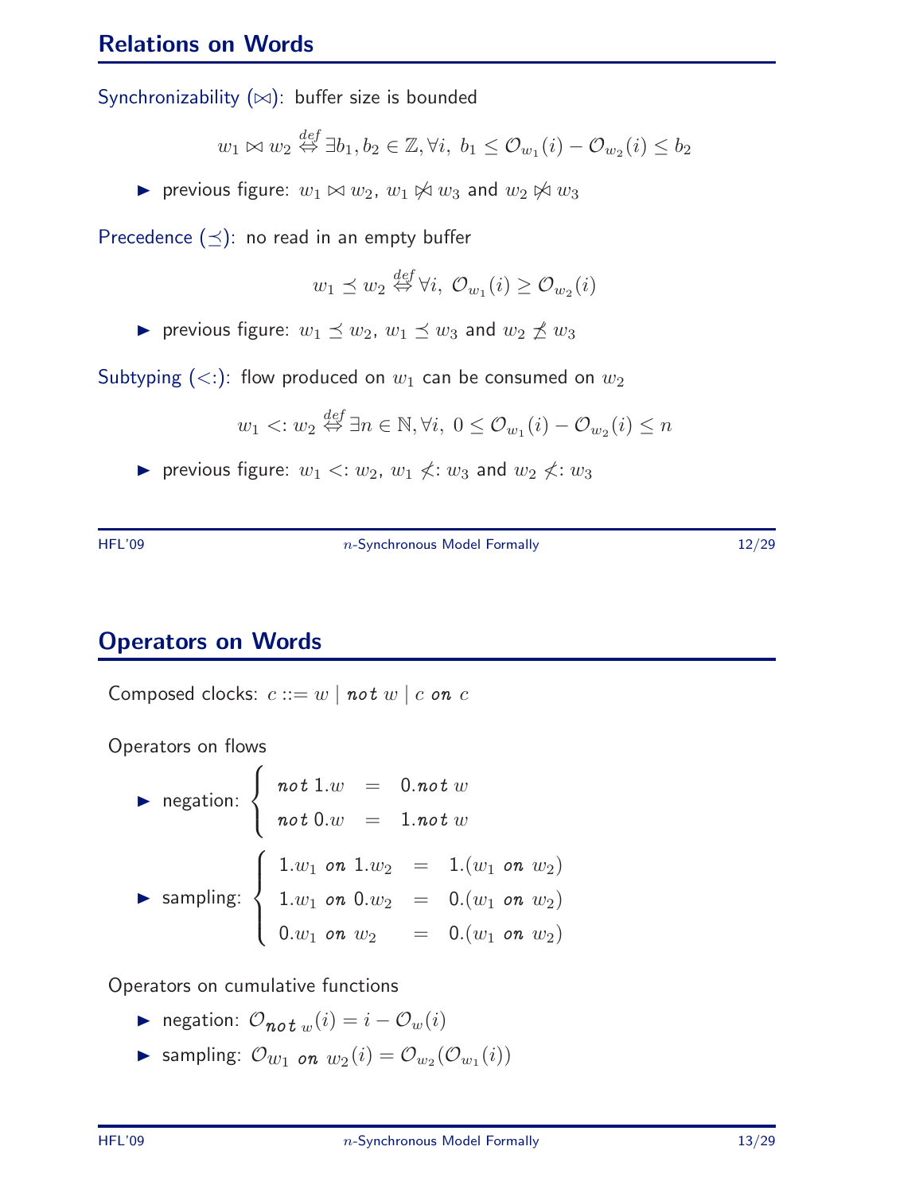## Relations on Words

Synchronizability ($\bowtie$): buffer size is bounded

$$w_1 \bowtie w_2 \overset{def}{\Leftrightarrow} \exists b_1, b_2 \in \mathbb{Z}, \forall i,\ b_1 \leq \mathcal{O}_{w_1}(i) - \mathcal{O}_{w_2}(i) \leq b_2$$

- previous figure: $w_1 \bowtie w_2$, $w_1 \not\bowtie w_3$ and $w_2 \not\bowtie w_3$

Precedence ($\preceq$): no read in an empty buffer

$$w_1 \preceq w_2 \overset{def}{\Leftrightarrow} \forall i,\ \mathcal{O}_{w_1}(i) \geq \mathcal{O}_{w_2}(i)$$

- previous figure: $w_1 \preceq w_2$, $w_1 \preceq w_3$ and $w_2 \not\preceq w_3$

Subtyping ($<:$): flow produced on $w_1$ can be consumed on $w_2$

$$w_1 <: w_2 \overset{def}{\Leftrightarrow} \exists n \in \mathbb{N}, \forall i,\ 0 \leq \mathcal{O}_{w_1}(i) - \mathcal{O}_{w_2}(i) \leq n$$

- previous figure: $w_1 <: w_2$, $w_1 \not<: w_3$ and $w_2 \not<: w_3$

## Operators on Words

Composed clocks: $c ::= w \mid \textit{not}\ w \mid c\ \textit{on}\ c$

Operators on flows

- negation: $\begin{cases} \textit{not}\ 1.w &=& 0.\textit{not}\ w \\ \textit{not}\ 0.w &=& 1.\textit{not}\ w \end{cases}$

- sampling: $\begin{cases} 1.w_1\ \textit{on}\ 1.w_2 &=& 1.(w_1\ \textit{on}\ w_2) \\ 1.w_1\ \textit{on}\ 0.w_2 &=& 0.(w_1\ \textit{on}\ w_2) \\ 0.w_1\ \textit{on}\ w_2 &=& 0.(w_1\ \textit{on}\ w_2) \end{cases}$

Operators on cumulative functions

- negation: $\mathcal{O}_{\textit{not}\ w}(i) = i - \mathcal{O}_w(i)$
- sampling: $\mathcal{O}_{w_1\ \textit{on}\ w_2}(i) = \mathcal{O}_{w_2}(\mathcal{O}_{w_1}(i))$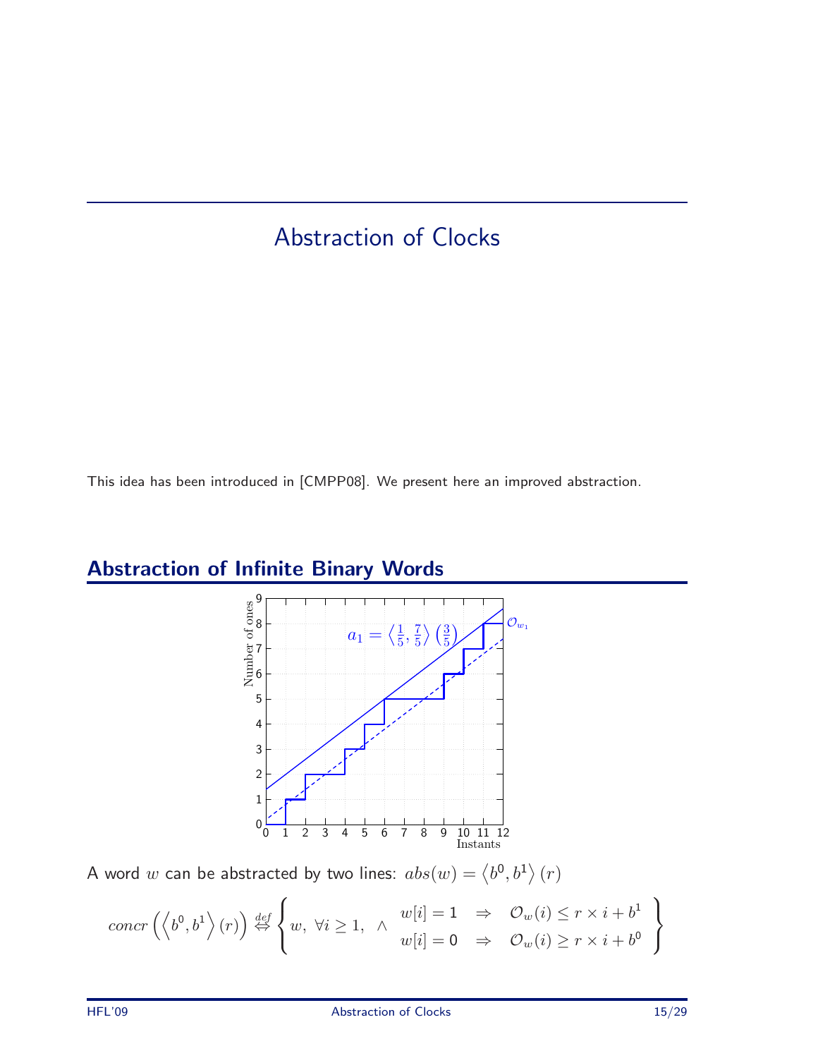# Abstraction of Clocks

This idea has been introduced in [CMPP08]. We present here an improved abstraction.

## Abstraction of Infinite Binary Words

A word $w$ can be abstracted by two lines: $abs(w) = \left\langle b^0, b^1 \right\rangle (r)$

$$concr\left(\left\langle b^0, b^1\right\rangle (r)\right) \overset{def}{\Leftrightarrow} \left\{ w,\ \forall i \geq 1,\ \wedge \begin{array}{lll} w[i] = 1 & \Rightarrow & \mathcal{O}_w(i) \leq r \times i + b^1 \\ w[i] = 0 & \Rightarrow & \mathcal{O}_w(i) \geq r \times i + b^0 \end{array} \right\}$$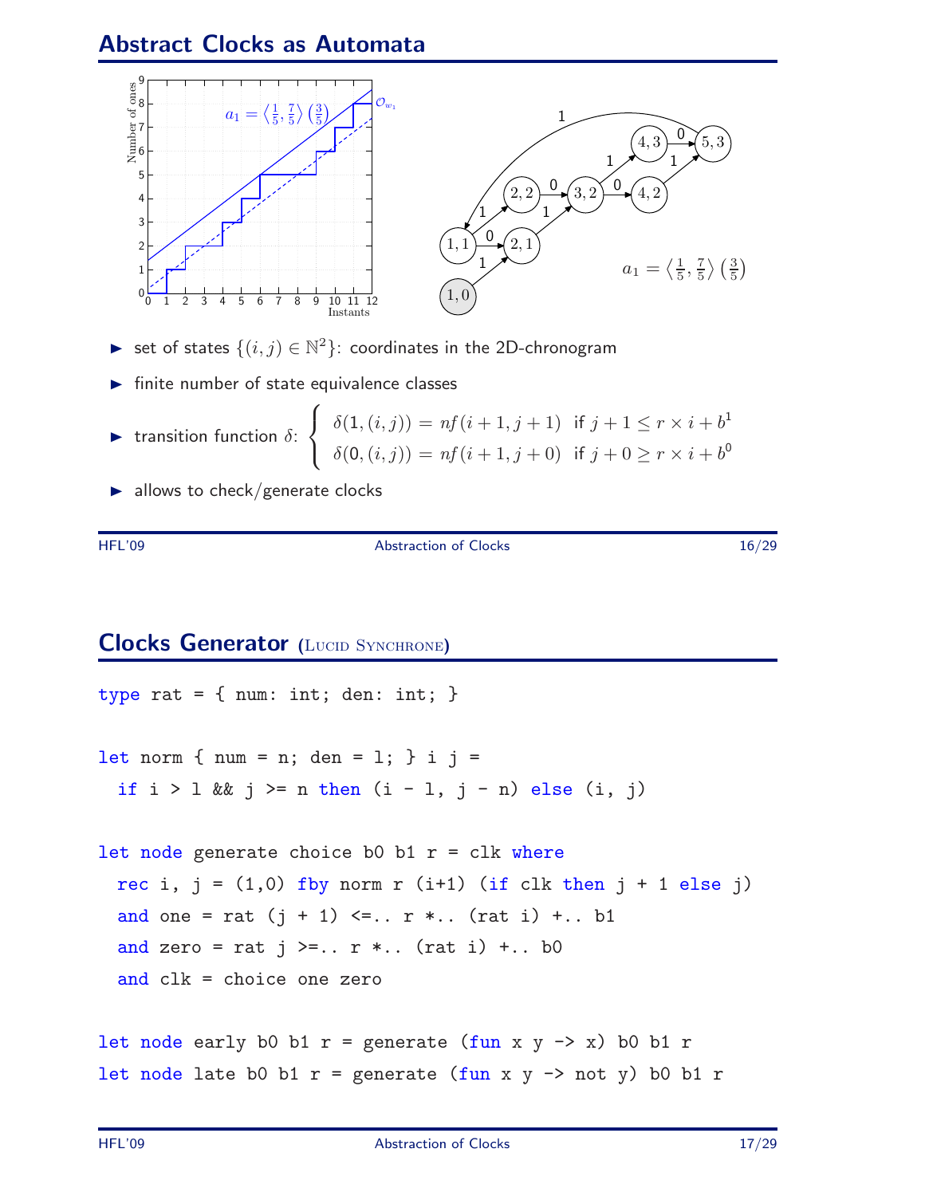## Abstract Clocks as Automata

- set of states $\{(i,j) \in \mathbb{N}^2\}$: coordinates in the 2D-chronogram
- finite number of state equivalence classes
- transition function $\delta$: $\begin{cases} \delta(1,(i,j)) = nf(i+1, j+1) & \text{if } j+1 \leq r \times i + b^1 \\ \delta(0,(i,j)) = nf(i+1, j+0) & \text{if } j+0 \geq r \times i + b^0 \end{cases}$
- allows to check/generate clocks

## Clocks Generator (Lucid Synchrone)

```
type rat = { num: int; den: int; }

let norm { num = n; den = l; } i j =
  if i > l && j >= n then (i - l, j - n) else (i, j)

let node generate choice b0 b1 r = clk where
  rec i, j = (1,0) fby norm r (i+1) (if clk then j + 1 else j)
  and one = rat (j + 1) <=.. r *.. (rat i) +.. b1
  and zero = rat j >=.. r *.. (rat i) +.. b0
  and clk = choice one zero

let node early b0 b1 r = generate (fun x y -> x) b0 b1 r
let node late b0 b1 r = generate (fun x y -> not y) b0 b1 r
```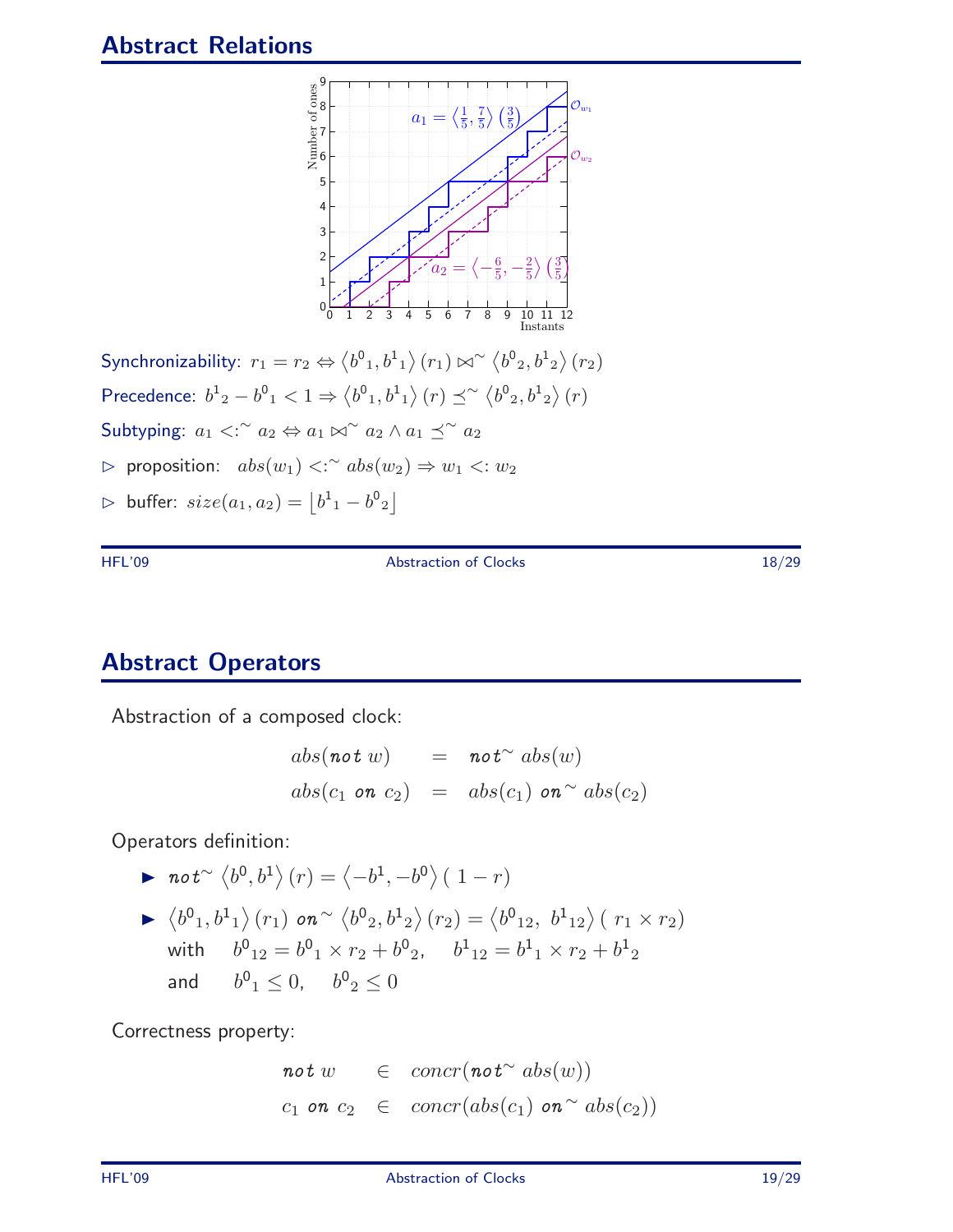## Abstract Relations

Synchronizability: $r_1 = r_2 \Leftrightarrow \langle b^0{}_1, b^1{}_1 \rangle (r_1) \bowtie^{\sim} \langle b^0{}_2, b^1{}_2 \rangle (r_2)$

Precedence: $b^1{}_2 - b^0{}_1 < 1 \Rightarrow \langle b^0{}_1, b^1{}_1 \rangle (r) \preceq^{\sim} \langle b^0{}_2, b^1{}_2 \rangle (r)$

Subtyping: $a_1 <:^{\sim} a_2 \Leftrightarrow a_1 \bowtie^{\sim} a_2 \wedge a_1 \preceq^{\sim} a_2$

- proposition: $abs(w_1) <:^{\sim} abs(w_2) \Rightarrow w_1 <: w_2$
- buffer: $size(a_1, a_2) = \lfloor b^1{}_1 - b^0{}_2 \rfloor$

## Abstract Operators

Abstraction of a composed clock:

$$
\begin{aligned}
abs(\textbf{\textit{not}}\ w) &= \textbf{\textit{not}}^{\sim}\ abs(w) \\
abs(c_1\ \textbf{\textit{on}}\ c_2) &= abs(c_1)\ \textbf{\textit{on}}^{\sim}\ abs(c_2)
\end{aligned}
$$

Operators definition:

- $\textbf{\textit{not}}^{\sim} \langle b^0, b^1 \rangle (r) = \langle -b^1, -b^0 \rangle (1 - r)$
- $\langle b^0{}_1, b^1{}_1 \rangle (r_1)\ \textbf{\textit{on}}^{\sim} \langle b^0{}_2, b^1{}_2 \rangle (r_2) = \langle b^0{}_{12},\ b^1{}_{12} \rangle (r_1 \times r_2)$
  with $b^0{}_{12} = b^0{}_1 \times r_2 + b^0{}_2, \quad b^1{}_{12} = b^1{}_1 \times r_2 + b^1{}_2$
  and $b^0{}_1 \leq 0, \quad b^0{}_2 \leq 0$

Correctness property:

$$
\begin{aligned}
\textbf{\textit{not}}\ w &\in concr(\textbf{\textit{not}}^{\sim}\ abs(w)) \\
c_1\ \textbf{\textit{on}}\ c_2 &\in concr(abs(c_1)\ \textbf{\textit{on}}^{\sim}\ abs(c_2))
\end{aligned}
$$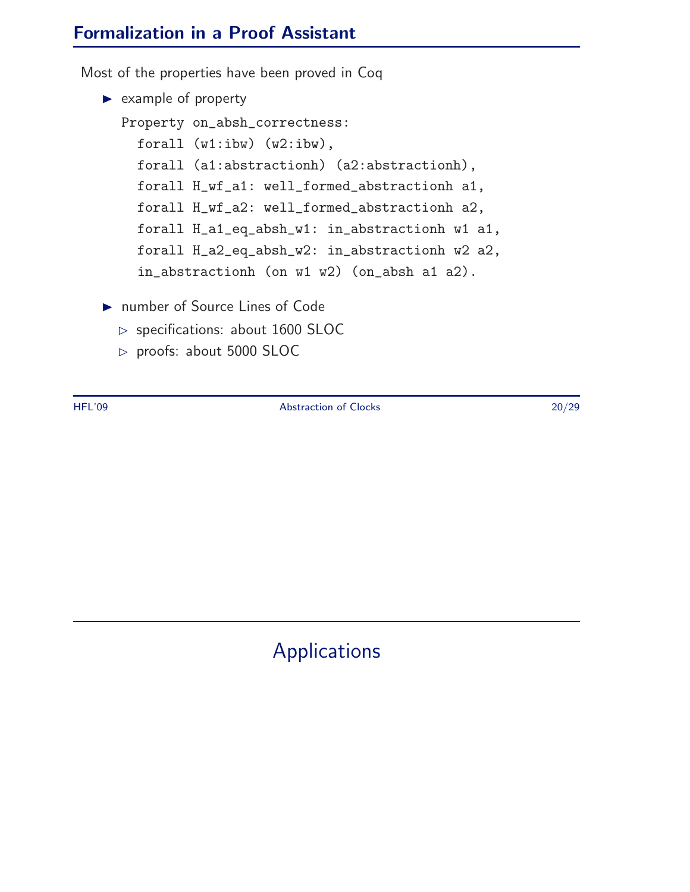## Formalization in a Proof Assistant

Most of the properties have been proved in Coq

- example of property

```
Property on_absh_correctness:
  forall (w1:ibw) (w2:ibw),
  forall (a1:abstractionh) (a2:abstractionh),
  forall H_wf_a1: well_formed_abstractionh a1,
  forall H_wf_a2: well_formed_abstractionh a2,
  forall H_a1_eq_absh_w1: in_abstractionh w1 a1,
  forall H_a2_eq_absh_w2: in_abstractionh w2 a2,
  in_abstractionh (on w1 w2) (on_absh a1 a2).
```

- number of Source Lines of Code
  - specifications: about 1600 SLOC
  - proofs: about 5000 SLOC

## Applications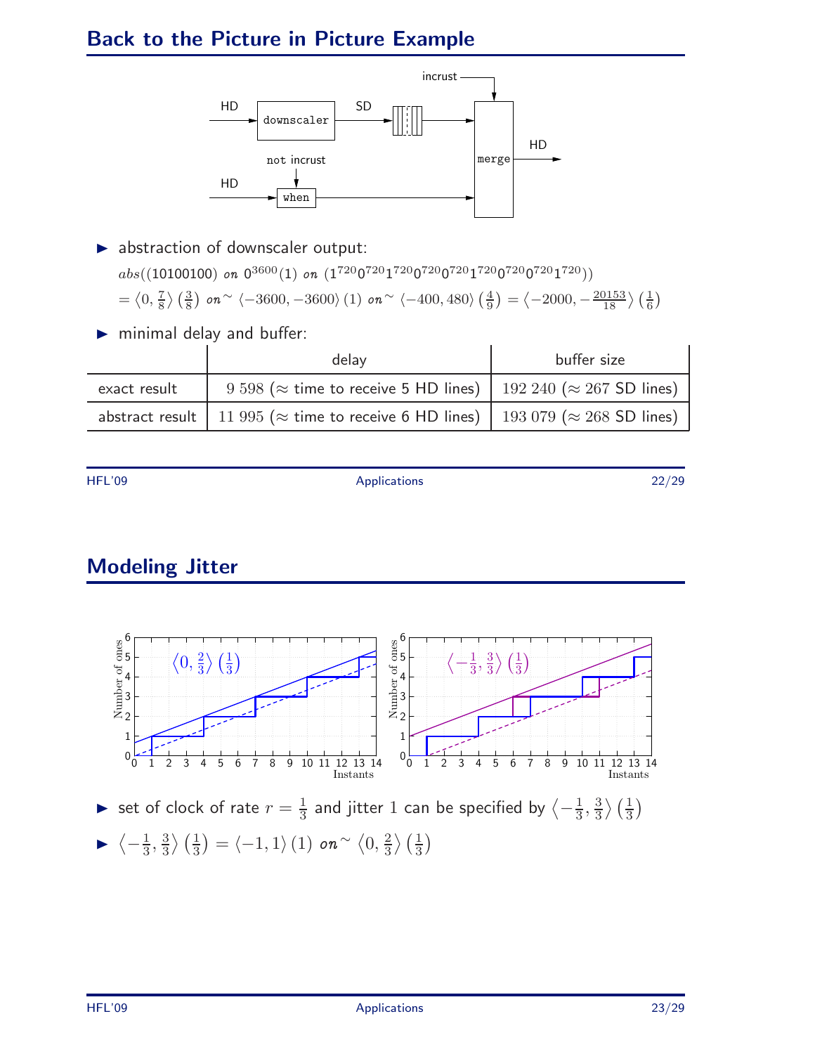## Back to the Picture in Picture Example

- abstraction of downscaler output:

  $abs((10100100) \text{ on } 0^{3600}(1) \text{ on } (1^{720}0^{720}1^{720}0^{720}0^{720}1^{720}0^{720}0^{720}1^{720}))$

  $= \langle 0, \frac{7}{8} \rangle \left(\frac{3}{8}\right) \text{ on}^{\sim} \langle -3600, -3600 \rangle (1) \text{ on}^{\sim} \langle -400, 480 \rangle \left(\frac{4}{9}\right) = \langle -2000, -\frac{20153}{18} \rangle \left(\frac{1}{6}\right)$

- minimal delay and buffer:

| | delay | buffer size |
|---|---|---|
| exact result | 9 598 (≈ time to receive 5 HD lines) | 192 240 (≈ 267 SD lines) |
| abstract result | 11 995 (≈ time to receive 6 HD lines) | 193 079 (≈ 268 SD lines) |

## Modeling Jitter

- set of clock of rate $r = \frac{1}{3}$ and jitter 1 can be specified by $\langle -\frac{1}{3}, \frac{3}{3} \rangle \left(\frac{1}{3}\right)$
- $\langle -\frac{1}{3}, \frac{3}{3} \rangle \left(\frac{1}{3}\right) = \langle -1, 1 \rangle (1) \text{ on}^{\sim} \langle 0, \frac{2}{3} \rangle \left(\frac{1}{3}\right)$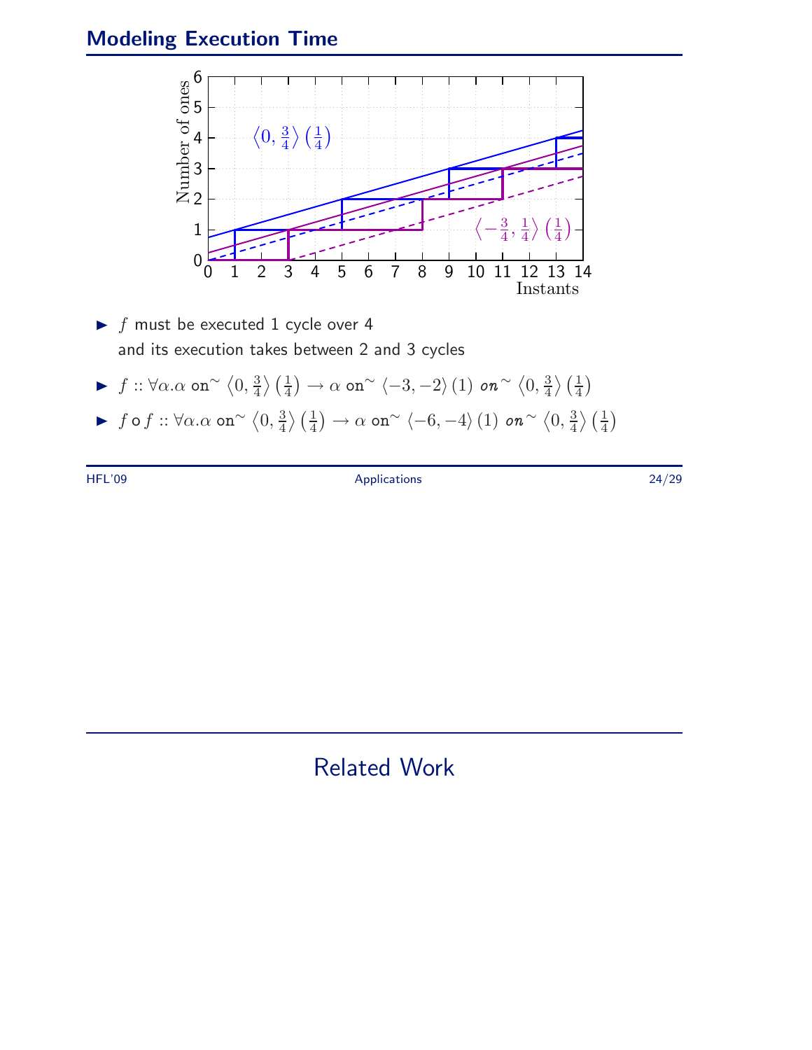## Modeling Execution Time

- $f$ must be executed 1 cycle over 4
  and its execution takes between 2 and 3 cycles
- $f :: \forall \alpha . \alpha \ \texttt{on}^{\sim} \left\langle 0, \frac{3}{4} \right\rangle \left(\frac{1}{4}\right) \rightarrow \alpha \ \texttt{on}^{\sim} \left\langle -3, -2 \right\rangle (1) \ \textit{on}^{\sim} \left\langle 0, \frac{3}{4} \right\rangle \left(\frac{1}{4}\right)$
- $f \circ f :: \forall \alpha . \alpha \ \texttt{on}^{\sim} \left\langle 0, \frac{3}{4} \right\rangle \left(\frac{1}{4}\right) \rightarrow \alpha \ \texttt{on}^{\sim} \left\langle -6, -4 \right\rangle (1) \ \textit{on}^{\sim} \left\langle 0, \frac{3}{4} \right\rangle \left(\frac{1}{4}\right)$

# Related Work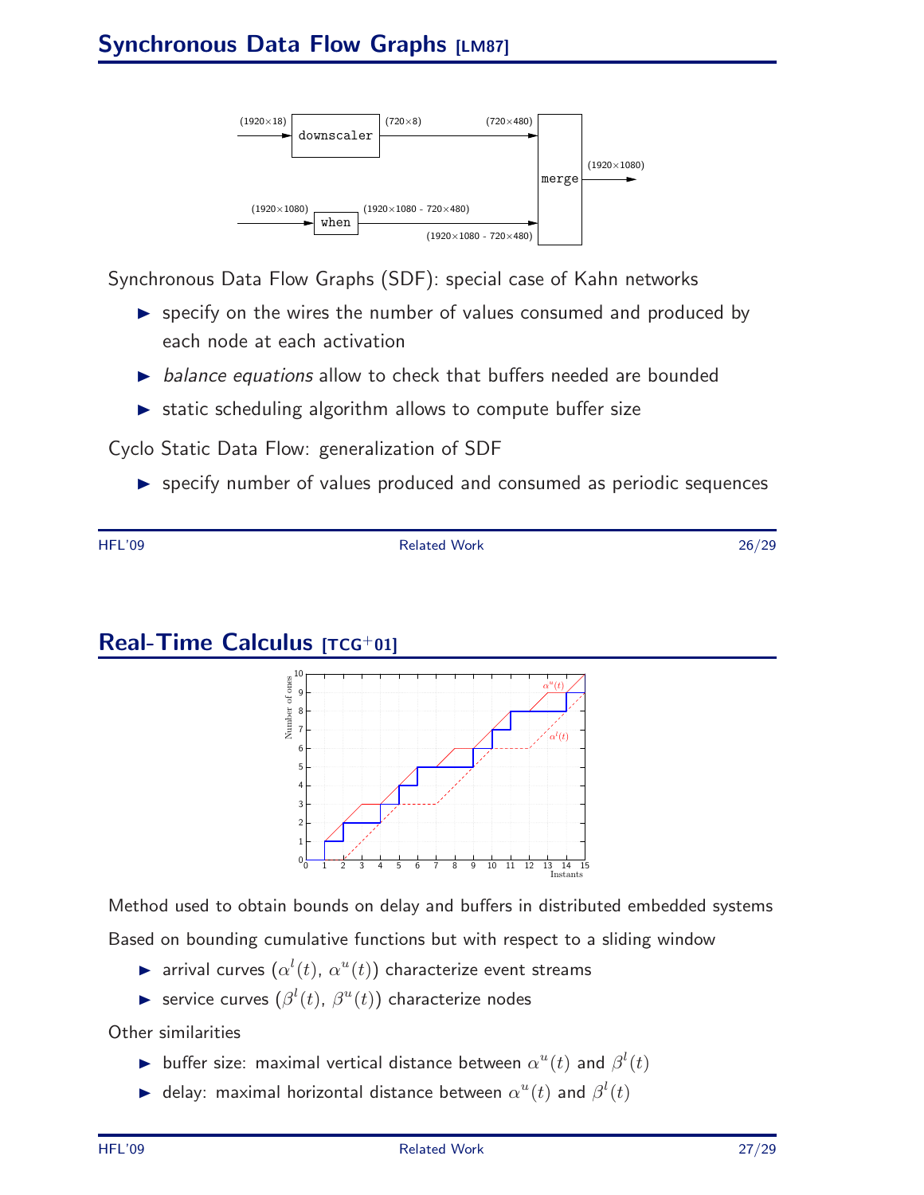## Synchronous Data Flow Graphs [LM87]

Synchronous Data Flow Graphs (SDF): special case of Kahn networks

- specify on the wires the number of values consumed and produced by each node at each activation
- *balance equations* allow to check that buffers needed are bounded
- static scheduling algorithm allows to compute buffer size

Cyclo Static Data Flow: generalization of SDF

- specify number of values produced and consumed as periodic sequences

## Real-Time Calculus [TCG+01]

Method used to obtain bounds on delay and buffers in distributed embedded systems

Based on bounding cumulative functions but with respect to a sliding window

- arrival curves ($\alpha^l(t)$, $\alpha^u(t)$) characterize event streams
- service curves ($\beta^l(t)$, $\beta^u(t)$) characterize nodes

Other similarities

- buffer size: maximal vertical distance between $\alpha^u(t)$ and $\beta^l(t)$
- delay: maximal horizontal distance between $\alpha^u(t)$ and $\beta^l(t)$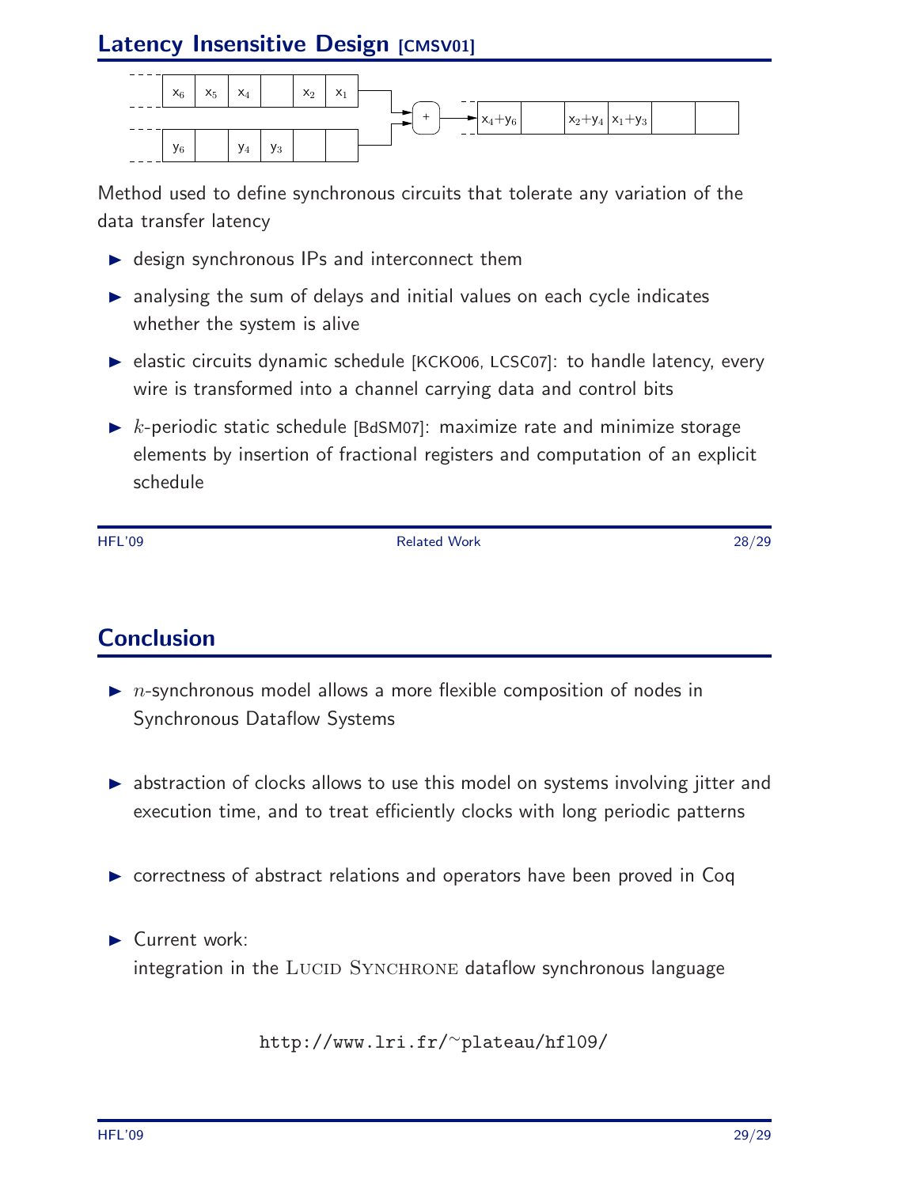## Latency Insensitive Design [CMSV01]

| $x_6$ | $x_5$ | $x_4$ | | $x_2$ | $x_1$ |
|---|---|---|---|---|---|
| $y_6$ | | $y_4$ | $y_3$ | | |

+ → 

| $x_4$+$y_6$ | | $x_2$+$y_4$ | $x_1$+$y_3$ | | |
|---|---|---|---|---|---|

Method used to define synchronous circuits that tolerate any variation of the data transfer latency

- design synchronous IPs and interconnect them
- analysing the sum of delays and initial values on each cycle indicates whether the system is alive
- elastic circuits dynamic schedule [KCKO06, LCSC07]: to handle latency, every wire is transformed into a channel carrying data and control bits
- $k$-periodic static schedule [BdSM07]: maximize rate and minimize storage elements by insertion of fractional registers and computation of an explicit schedule

## Conclusion

- $n$-synchronous model allows a more flexible composition of nodes in Synchronous Dataflow Systems
- abstraction of clocks allows to use this model on systems involving jitter and execution time, and to treat efficiently clocks with long periodic patterns
- correctness of abstract relations and operators have been proved in Coq
- Current work:
  integration in the Lucid Synchrone dataflow synchronous language

http://www.lri.fr/~plateau/hfl09/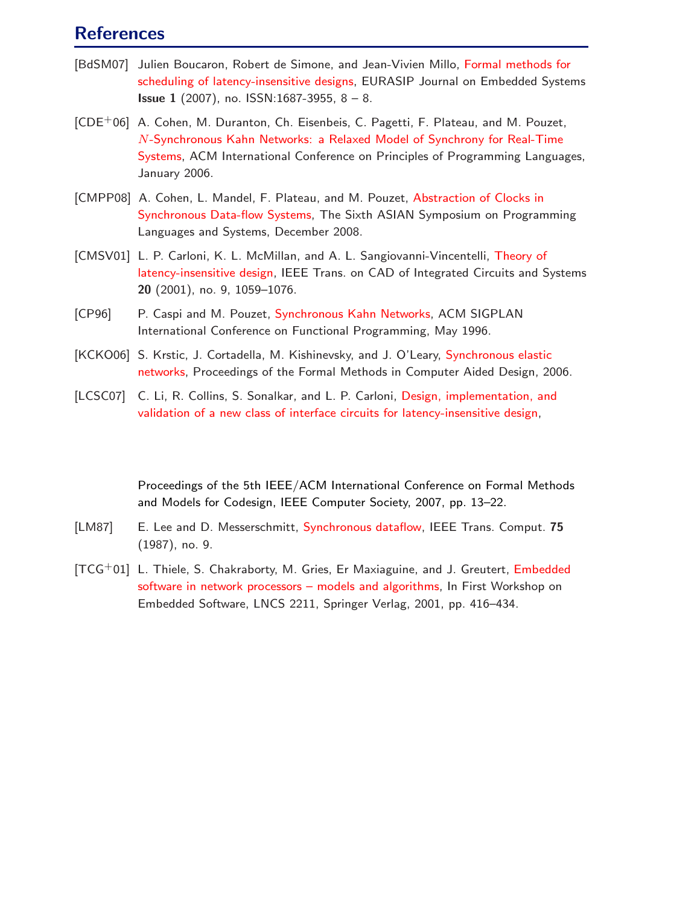# References

[BdSM07] Julien Boucaron, Robert de Simone, and Jean-Vivien Millo, Formal methods for scheduling of latency-insensitive designs, EURASIP Journal on Embedded Systems **Issue 1** (2007), no. ISSN:1687-3955, 8 – 8.

[CDE+06] A. Cohen, M. Duranton, Ch. Eisenbeis, C. Pagetti, F. Plateau, and M. Pouzet, $N$-Synchronous Kahn Networks: a Relaxed Model of Synchrony for Real-Time Systems, ACM International Conference on Principles of Programming Languages, January 2006.

[CMPP08] A. Cohen, L. Mandel, F. Plateau, and M. Pouzet, Abstraction of Clocks in Synchronous Data-flow Systems, The Sixth ASIAN Symposium on Programming Languages and Systems, December 2008.

[CMSV01] L. P. Carloni, K. L. McMillan, and A. L. Sangiovanni-Vincentelli, Theory of latency-insensitive design, IEEE Trans. on CAD of Integrated Circuits and Systems **20** (2001), no. 9, 1059–1076.

[CP96] P. Caspi and M. Pouzet, Synchronous Kahn Networks, ACM SIGPLAN International Conference on Functional Programming, May 1996.

[KCKO06] S. Krstic, J. Cortadella, M. Kishinevsky, and J. O'Leary, Synchronous elastic networks, Proceedings of the Formal Methods in Computer Aided Design, 2006.

[LCSC07] C. Li, R. Collins, S. Sonalkar, and L. P. Carloni, Design, implementation, and validation of a new class of interface circuits for latency-insensitive design, Proceedings of the 5th IEEE/ACM International Conference on Formal Methods and Models for Codesign, IEEE Computer Society, 2007, pp. 13–22.

[LM87] E. Lee and D. Messerschmitt, Synchronous dataflow, IEEE Trans. Comput. **75** (1987), no. 9.

[TCG+01] L. Thiele, S. Chakraborty, M. Gries, Er Maxiaguine, and J. Greutert, Embedded software in network processors – models and algorithms, In First Workshop on Embedded Software, LNCS 2211, Springer Verlag, 2001, pp. 416–434.